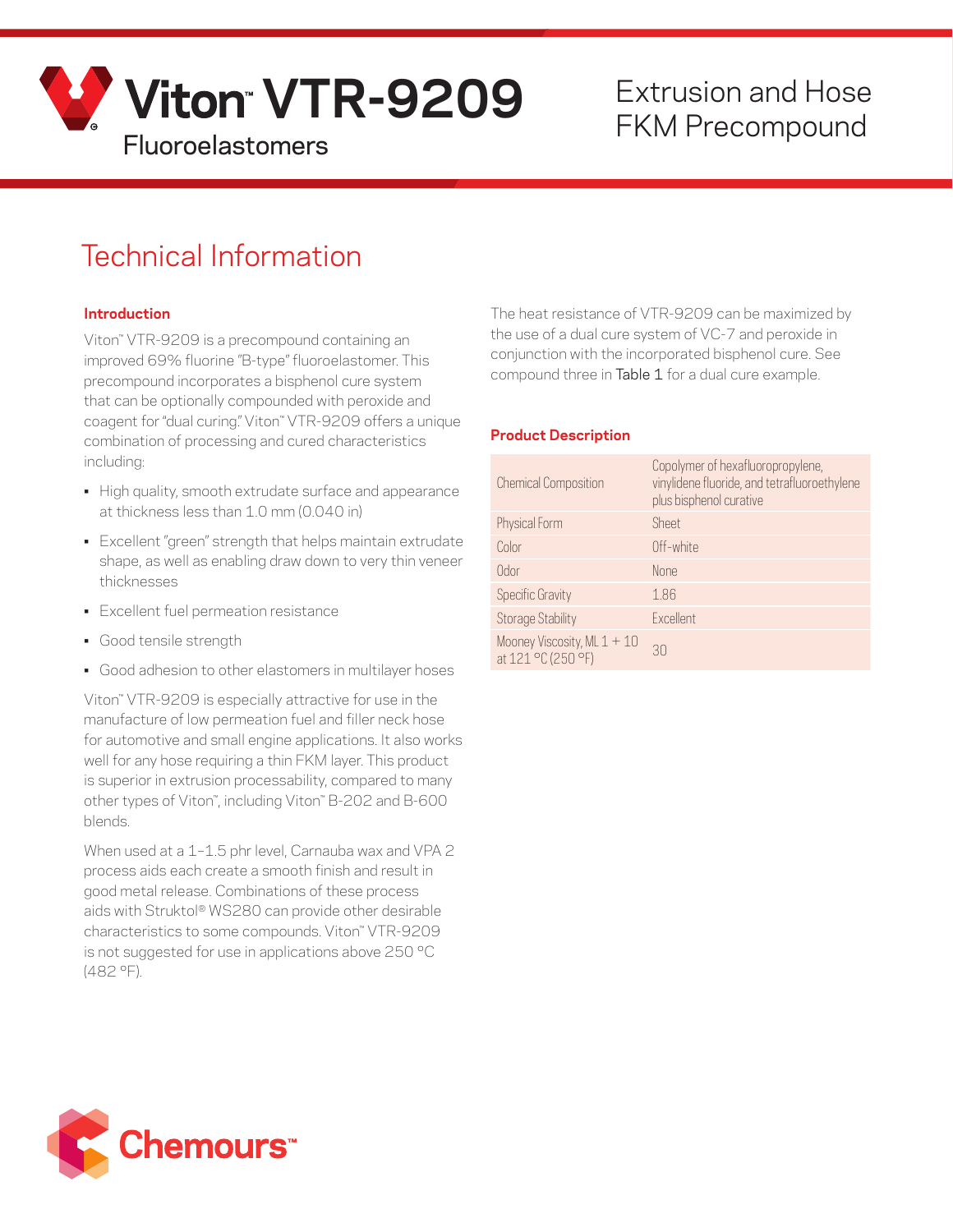# Viton™ VTR-9209

Fluoroelastomers

Extrusion and Hose FKM Precompound

## Technical Information

### Introduction

Viton™ VTR-9209 is a precompound containing an improved 69% fluorine "B-type" fluoroelastomer. This precompound incorporates a bisphenol cure system that can be optionally compounded with peroxide and coagent for "dual curing." Viton™ VTR-9209 offers a unique combination of processing and cured characteristics including:

- High quality, smooth extrudate surface and appearance at thickness less than 1.0 mm (0.040 in)
- Excellent "green" strength that helps maintain extrudate shape, as well as enabling draw down to very thin veneer thicknesses
- Excellent fuel permeation resistance
- Good tensile strength
- Good adhesion to other elastomers in multilayer hoses

Viton™ VTR-9209 is especially attractive for use in the manufacture of low permeation fuel and filler neck hose for automotive and small engine applications. It also works well for any hose requiring a thin FKM layer. This product is superior in extrusion processability, compared to many other types of Viton™, including Viton™ B-202 and B-600 blends.

When used at a 1–1.5 phr level, Carnauba wax and VPA 2 process aids each create a smooth finish and result in good metal release. Combinations of these process aids with Struktol® WS280 can provide other desirable characteristics to some compounds. Viton™ VTR-9209 is not suggested for use in applications above 250 °C (482 °F).

The heat resistance of VTR-9209 can be maximized by the use of a dual cure system of VC-7 and peroxide in conjunction with the incorporated bisphenol cure. See compound three in Table 1 for a dual cure example.

### Product Description

| | |
|---|---|
| Chemical Composition | Copolymer of hexafluoropropylene, vinylidene fluoride, and tetrafluoroethylene plus bisphenol curative |
| Physical Form | Sheet |
| Color | Off-white |
| Odor | None |
| Specific Gravity | 1.86 |
| Storage Stability | Excellent |
| Mooney Viscosity, ML 1 + 10 at 121 °C (250 °F) | 30 |

Chemours™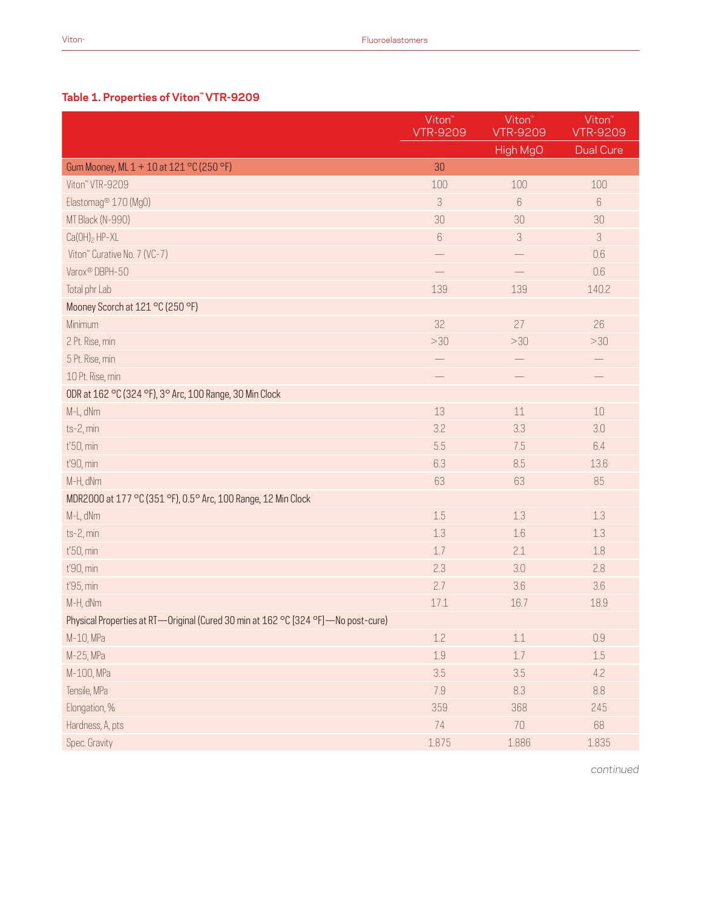### Table 1. Properties of Viton™ VTR-9209

| | Viton™ VTR-9209 | Viton™ VTR-9209 | Viton™ VTR-9209 |
|---|---|---|---|
| | | High MgO | Dual Cure |
| Gum Mooney, ML 1 + 10 at 121 °C (250 °F) | 30 | | |
| Viton™ VTR-9209 | 100 | 100 | 100 |
| Elastomag® 170 (MgO) | 3 | 6 | 6 |
| MT Black (N-990) | 30 | 30 | 30 |
| $Ca(OH)_2$ HP-XL | 6 | 3 | 3 |
| Viton™ Curative No. 7 (VC-7) | — | — | 0.6 |
| Varox® DBPH-50 | — | — | 0.6 |
| Total phr Lab | 139 | 139 | 140.2 |
| Mooney Scorch at 121 °C (250 °F) | | | |
| Minimum | 32 | 27 | 26 |
| 2 Pt. Rise, min | >30 | >30 | >30 |
| 5 Pt. Rise, min | — | — | — |
| 10 Pt. Rise, min | — | — | — |
| ODR at 162 °C (324 °F), 3° Arc, 100 Range, 30 Min Clock | | | |
| M-L, dNm | 13 | 11 | 10 |
| ts-2, min | 3.2 | 3.3 | 3.0 |
| t'50, min | 5.5 | 7.5 | 6.4 |
| t'90, min | 6.3 | 8.5 | 13.6 |
| M-H, dNm | 63 | 63 | 85 |
| MDR2000 at 177 °C (351 °F), 0.5° Arc, 100 Range, 12 Min Clock | | | |
| M-L, dNm | 1.5 | 1.3 | 1.3 |
| ts-2, min | 1.3 | 1.6 | 1.3 |
| t'50, min | 1.7 | 2.1 | 1.8 |
| t'90, min | 2.3 | 3.0 | 2.8 |
| t'95, min | 2.7 | 3.6 | 3.6 |
| M-H, dNm | 17.1 | 16.7 | 18.9 |
| Physical Properties at RT—Original (Cured 30 min at 162 °C [324 °F]—No post-cure) | | | |
| M-10, MPa | 1.2 | 1.1 | 0.9 |
| M-25, MPa | 1.9 | 1.7 | 1.5 |
| M-100, MPa | 3.5 | 3.5 | 4.2 |
| Tensile, MPa | 7.9 | 8.3 | 8.8 |
| Elongation, % | 359 | 368 | 245 |
| Hardness, A, pts | 74 | 70 | 68 |
| Spec. Gravity | 1.875 | 1.886 | 1.835 |

*continued*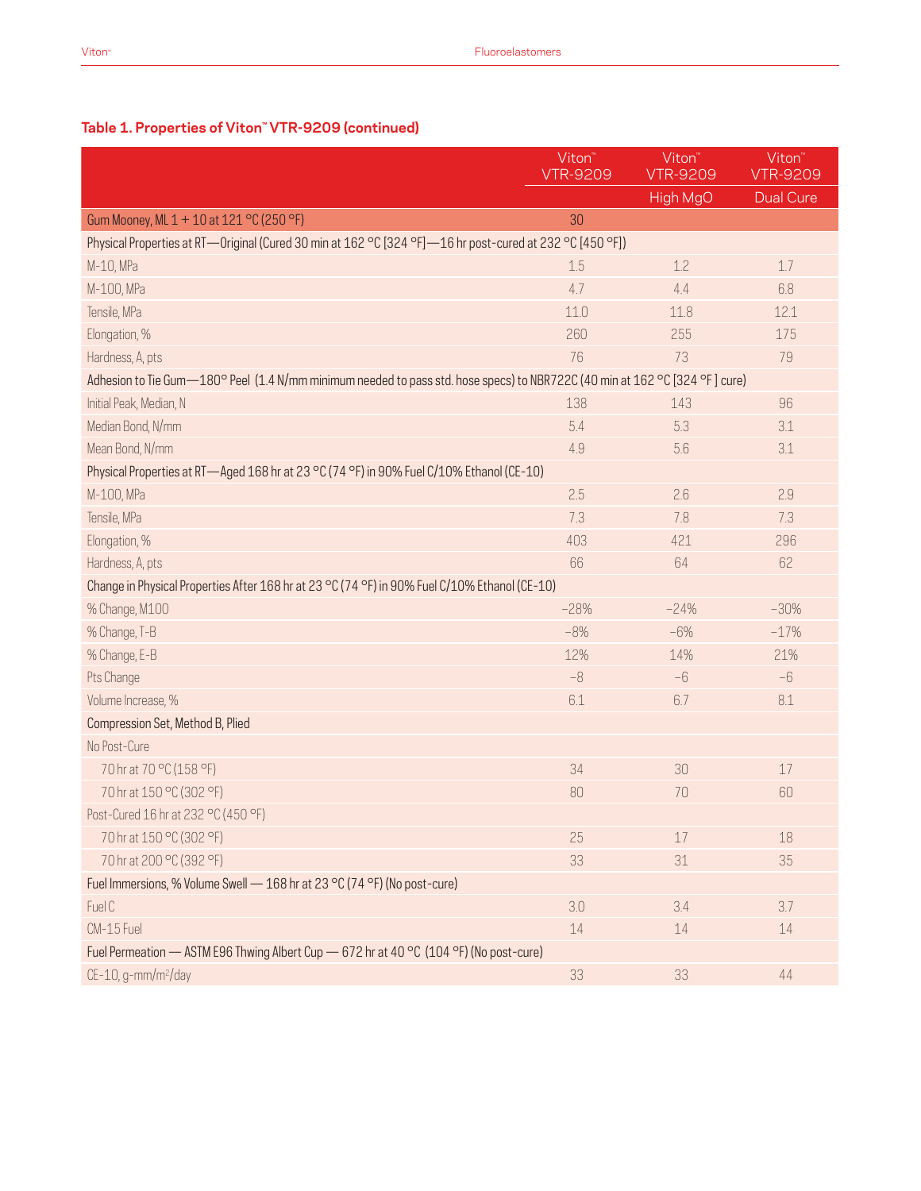**Table 1. Properties of Viton™ VTR-9209 (continued)**

| | Viton™ VTR-9209 | Viton™ VTR-9209 | Viton™ VTR-9209 |
|---|---|---|---|
| | | High MgO | Dual Cure |
| Gum Mooney, ML 1 + 10 at 121 °C (250 °F) | 30 | | |
| Physical Properties at RT—Original (Cured 30 min at 162 °C [324 °F]—16 hr post-cured at 232 °C [450 °F]) | | | |
| M-10, MPa | 1.5 | 1.2 | 1.7 |
| M-100, MPa | 4.7 | 4.4 | 6.8 |
| Tensile, MPa | 11.0 | 11.8 | 12.1 |
| Elongation, % | 260 | 255 | 175 |
| Hardness, A, pts | 76 | 73 | 79 |
| Adhesion to Tie Gum—180° Peel (1.4 N/mm minimum needed to pass std. hose specs) to NBR722C (40 min at 162 °C [324 °F ] cure) | | | |
| Initial Peak, Median, N | 138 | 143 | 96 |
| Median Bond, N/mm | 5.4 | 5.3 | 3.1 |
| Mean Bond, N/mm | 4.9 | 5.6 | 3.1 |
| Physical Properties at RT—Aged 168 hr at 23 °C (74 °F) in 90% Fuel C/10% Ethanol (CE-10) | | | |
| M-100, MPa | 2.5 | 2.6 | 2.9 |
| Tensile, MPa | 7.3 | 7.8 | 7.3 |
| Elongation, % | 403 | 421 | 296 |
| Hardness, A, pts | 66 | 64 | 62 |
| Change in Physical Properties After 168 hr at 23 °C (74 °F) in 90% Fuel C/10% Ethanol (CE-10) | | | |
| % Change, M100 | −28% | −24% | −30% |
| % Change, T-B | −8% | −6% | −17% |
| % Change, E-B | 12% | 14% | 21% |
| Pts Change | −8 | −6 | −6 |
| Volume Increase, % | 6.1 | 6.7 | 8.1 |
| Compression Set, Method B, Plied | | | |
| No Post-Cure | | | |
| 70 hr at 70 °C (158 °F) | 34 | 30 | 17 |
| 70 hr at 150 °C (302 °F) | 80 | 70 | 60 |
| Post-Cured 16 hr at 232 °C (450 °F) | | | |
| 70 hr at 150 °C (302 °F) | 25 | 17 | 18 |
| 70 hr at 200 °C (392 °F) | 33 | 31 | 35 |
| Fuel Immersions, % Volume Swell — 168 hr at 23 °C (74 °F) (No post-cure) | | | |
| Fuel C | 3.0 | 3.4 | 3.7 |
| CM-15 Fuel | 14 | 14 | 14 |
| Fuel Permeation — ASTM E96 Thwing Albert Cup — 672 hr at 40 °C (104 °F) (No post-cure) | | | |
| CE-10, g-mm/m$^2$/day | 33 | 33 | 44 |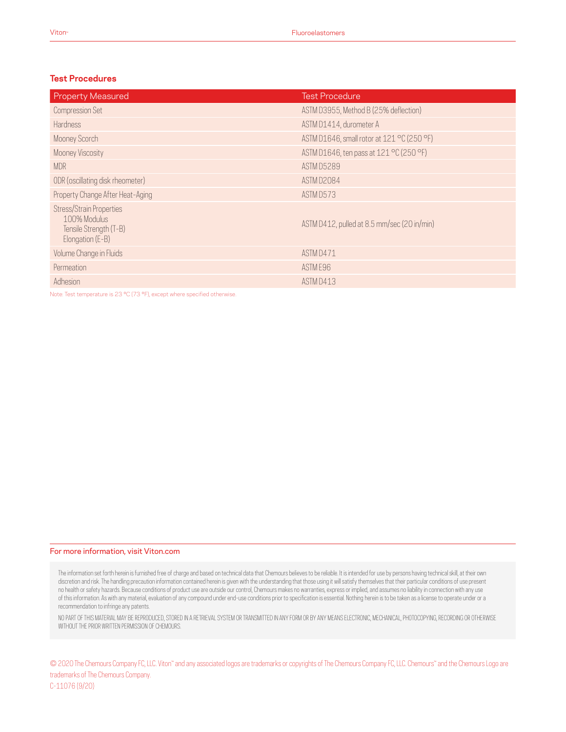### Test Procedures

| Property Measured | Test Procedure |
|---|---|
| Compression Set | ASTM D3955, Method B (25% deflection) |
| Hardness | ASTM D1414, durometer A |
| Mooney Scorch | ASTM D1646, small rotor at 121 °C (250 °F) |
| Mooney Viscosity | ASTM D1646, ten pass at 121 °C (250 °F) |
| MDR | ASTM D5289 |
| ODR (oscillating disk rheometer) | ASTM D2084 |
| Property Change After Heat-Aging | ASTM D573 |
| Stress/Strain Properties<br>100% Modulus<br>Tensile Strength (T-B)<br>Elongation (E-B) | ASTM D412, pulled at 8.5 mm/sec (20 in/min) |
| Volume Change in Fluids | ASTM D471 |
| Permeation | ASTM E96 |
| Adhesion | ASTM D413 |

Note: Test temperature is 23 °C (73 °F), except where specified otherwise.

For more information, visit Viton.com

The information set forth herein is furnished free of charge and based on technical data that Chemours believes to be reliable. It is intended for use by persons having technical skill, at their own discretion and risk. The handling precaution information contained herein is given with the understanding that those using it will satisfy themselves that their particular conditions of use present no health or safety hazards. Because conditions of product use are outside our control, Chemours makes no warranties, express or implied, and assumes no liability in connection with any use of this information. As with any material, evaluation of any compound under end-use conditions prior to specification is essential. Nothing herein is to be taken as a license to operate under or a recommendation to infringe any patents.

NO PART OF THIS MATERIAL MAY BE REPRODUCED, STORED IN A RETRIEVAL SYSTEM OR TRANSMITTED IN ANY FORM OR BY ANY MEANS ELECTRONIC, MECHANICAL, PHOTOCOPYING, RECORDING OR OTHERWISE WITHOUT THE PRIOR WRITTEN PERMISSION OF CHEMOURS.

© 2020 The Chemours Company FC, LLC. Viton™ and any associated logos are trademarks or copyrights of The Chemours Company FC, LLC. Chemours™ and the Chemours Logo are trademarks of The Chemours Company.
C-11076 (9/20)